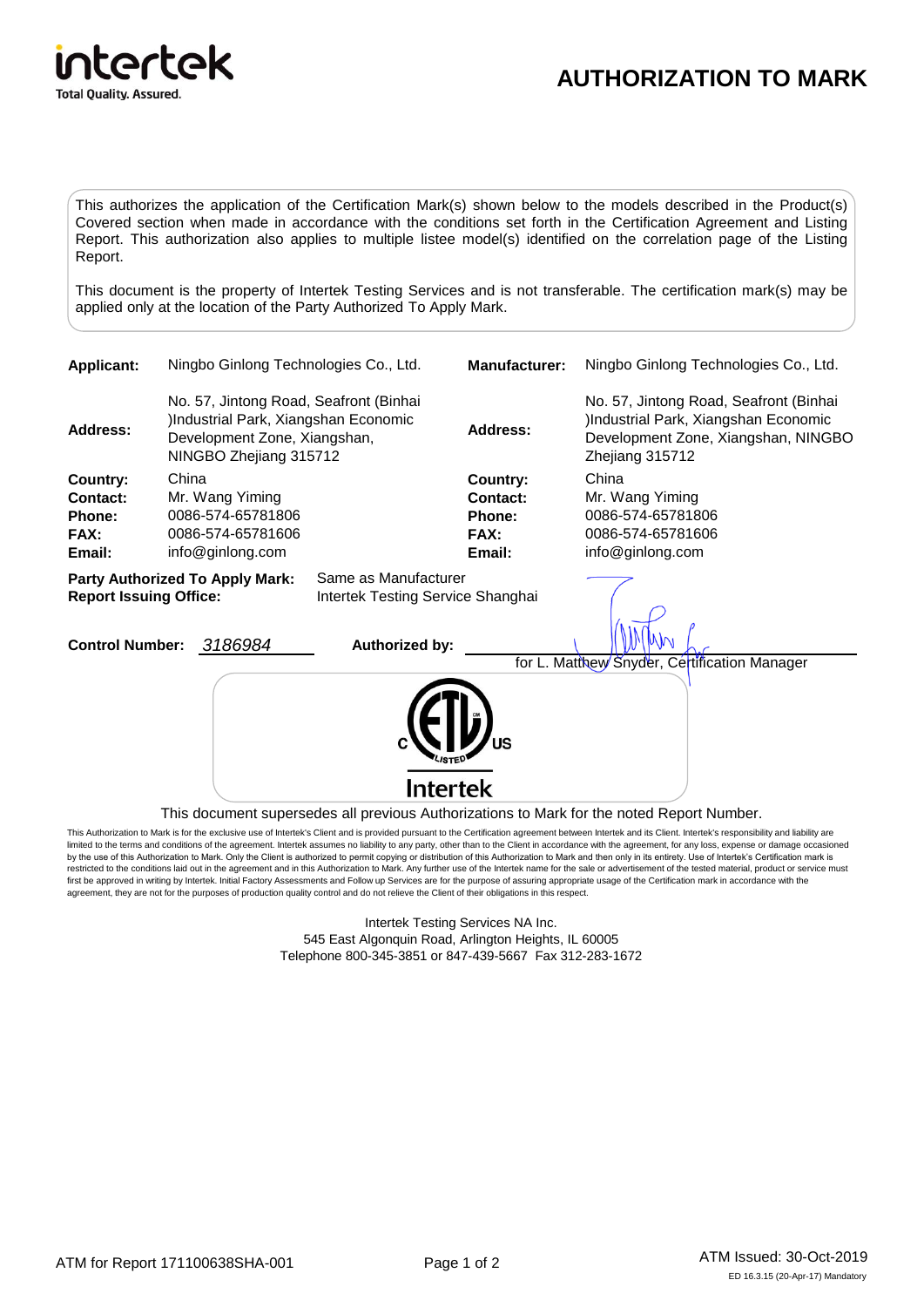intertek
Total Quality. Assured.

# AUTHORIZATION TO MARK

This authorizes the application of the Certification Mark(s) shown below to the models described in the Product(s) Covered section when made in accordance with the conditions set forth in the Certification Agreement and Listing Report. This authorization also applies to multiple listee model(s) identified on the correlation page of the Listing Report.

This document is the property of Intertek Testing Services and is not transferable. The certification mark(s) may be applied only at the location of the Party Authorized To Apply Mark.

| | | | |
|---|---|---|---|
| **Applicant:** | Ningbo Ginlong Technologies Co., Ltd. | **Manufacturer:** | Ningbo Ginlong Technologies Co., Ltd. |
| **Address:** | No. 57, Jintong Road, Seafront (Binhai )Industrial Park, Xiangshan Economic Development Zone, Xiangshan, NINGBO Zhejiang 315712 | **Address:** | No. 57, Jintong Road, Seafront (Binhai )Industrial Park, Xiangshan Economic Development Zone, Xiangshan, NINGBO Zhejiang 315712 |
| **Country:** | China | **Country:** | China |
| **Contact:** | Mr. Wang Yiming | **Contact:** | Mr. Wang Yiming |
| **Phone:** | 0086-574-65781806 | **Phone:** | 0086-574-65781806 |
| **FAX:** | 0086-574-65781606 | **FAX:** | 0086-574-65781606 |
| **Email:** | info@ginlong.com | **Email:** | info@ginlong.com |

**Party Authorized To Apply Mark:** Same as Manufacturer
**Report Issuing Office:** Intertek Testing Service Shanghai

**Control Number:** *3186984* **Authorized by:** for L. Matthew Snyder, Certification Manager

C ETL US LISTED
Intertek

This document supersedes all previous Authorizations to Mark for the noted Report Number.

This Authorization to Mark is for the exclusive use of Intertek's Client and is provided pursuant to the Certification agreement between Intertek and its Client. Intertek's responsibility and liability are limited to the terms and conditions of the agreement. Intertek assumes no liability to any party, other than to the Client in accordance with the agreement, for any loss, expense or damage occasioned by the use of this Authorization to Mark. Only the Client is authorized to permit copying or distribution of this Authorization to Mark and then only in its entirety. Use of Intertek's Certification mark is restricted to the conditions laid out in the agreement and in this Authorization to Mark. Any further use of the Intertek name for the sale or advertisement of the tested material, product or service must first be approved in writing by Intertek. Initial Factory Assessments and Follow up Services are for the purpose of assuring appropriate usage of the Certification mark in accordance with the agreement, they are not for the purposes of production quality control and do not relieve the Client of their obligations in this respect.

Intertek Testing Services NA Inc.
545 East Algonquin Road, Arlington Heights, IL 60005
Telephone 800-345-3851 or 847-439-5667 Fax 312-283-1672

ATM for Report 171100638SHA-001

ATM Issued: 30-Oct-2019
ED 16.3.15 (20-Apr-17) Mandatory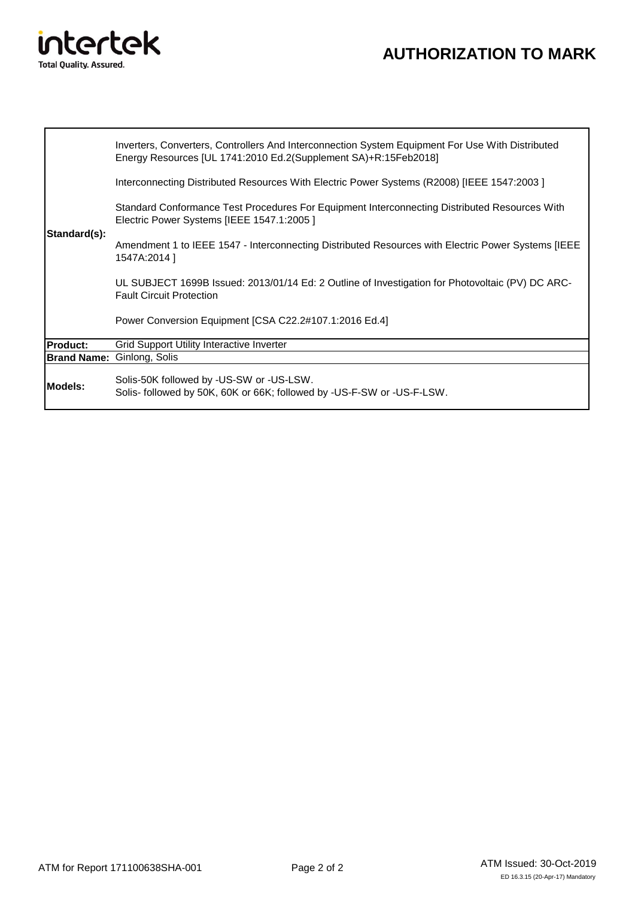# AUTHORIZATION TO MARK

| | |
|---|---|
| **Standard(s):** | Inverters, Converters, Controllers And Interconnection System Equipment For Use With Distributed Energy Resources [UL 1741:2010 Ed.2(Supplement SA)+R:15Feb2018]<br><br>Interconnecting Distributed Resources With Electric Power Systems (R2008) [IEEE 1547:2003 ]<br><br>Standard Conformance Test Procedures For Equipment Interconnecting Distributed Resources With Electric Power Systems [IEEE 1547.1:2005 ]<br><br>Amendment 1 to IEEE 1547 - Interconnecting Distributed Resources with Electric Power Systems [IEEE 1547A:2014 ]<br><br>UL SUBJECT 1699B Issued: 2013/01/14 Ed: 2 Outline of Investigation for Photovoltaic (PV) DC ARC-Fault Circuit Protection<br><br>Power Conversion Equipment [CSA C22.2#107.1:2016 Ed.4] |
| **Product:** | Grid Support Utility Interactive Inverter |
| **Brand Name:** | Ginlong, Solis |
| **Models:** | Solis-50K followed by -US-SW or -US-LSW.<br>Solis- followed by 50K, 60K or 66K; followed by -US-F-SW or -US-F-LSW. |

ATM for Report 171100638SHA-001

ATM Issued: 30-Oct-2019

ED 16.3.15 (20-Apr-17) Mandatory